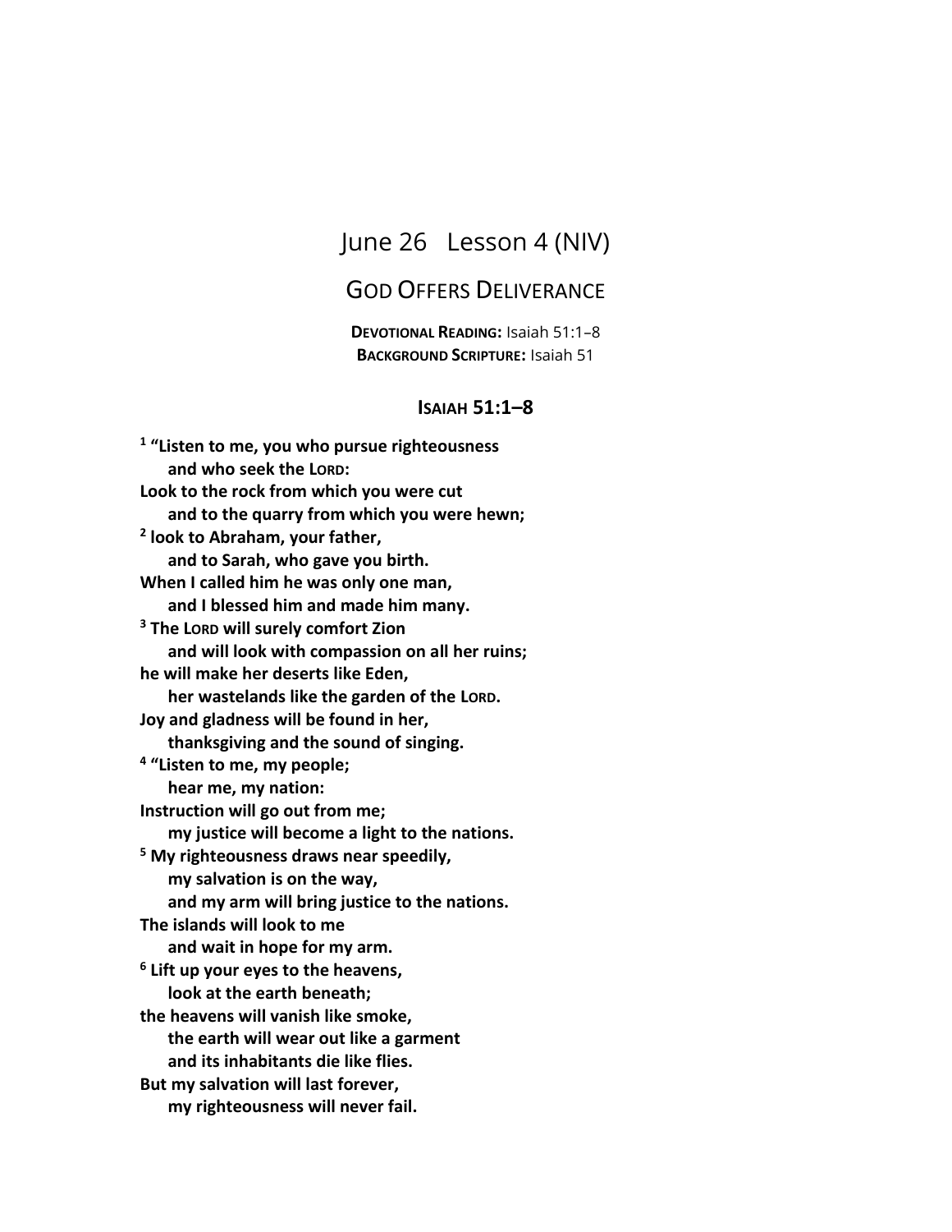# June 26 Lesson 4 (NIV)

## God Offers Deliverance

**Devotional Reading:** Isaiah 51:1–8
**Background Scripture:** Isaiah 51

### Isaiah 51:1–8

**[1] "Listen to me, you who pursue righteousness**
**and who seek the Lord:**
**Look to the rock from which you were cut**
**and to the quarry from which you were hewn;**
**[2] look to Abraham, your father,**
**and to Sarah, who gave you birth.**
**When I called him he was only one man,**
**and I blessed him and made him many.**
**[3] The Lord will surely comfort Zion**
**and will look with compassion on all her ruins;**
**he will make her deserts like Eden,**
**her wastelands like the garden of the Lord.**
**Joy and gladness will be found in her,**
**thanksgiving and the sound of singing.**
**[4] "Listen to me, my people;**
**hear me, my nation:**
**Instruction will go out from me;**
**my justice will become a light to the nations.**
**[5] My righteousness draws near speedily,**
**my salvation is on the way,**
**and my arm will bring justice to the nations.**
**The islands will look to me**
**and wait in hope for my arm.**
**[6] Lift up your eyes to the heavens,**
**look at the earth beneath;**
**the heavens will vanish like smoke,**
**the earth will wear out like a garment**
**and its inhabitants die like flies.**
**But my salvation will last forever,**
**my righteousness will never fail.**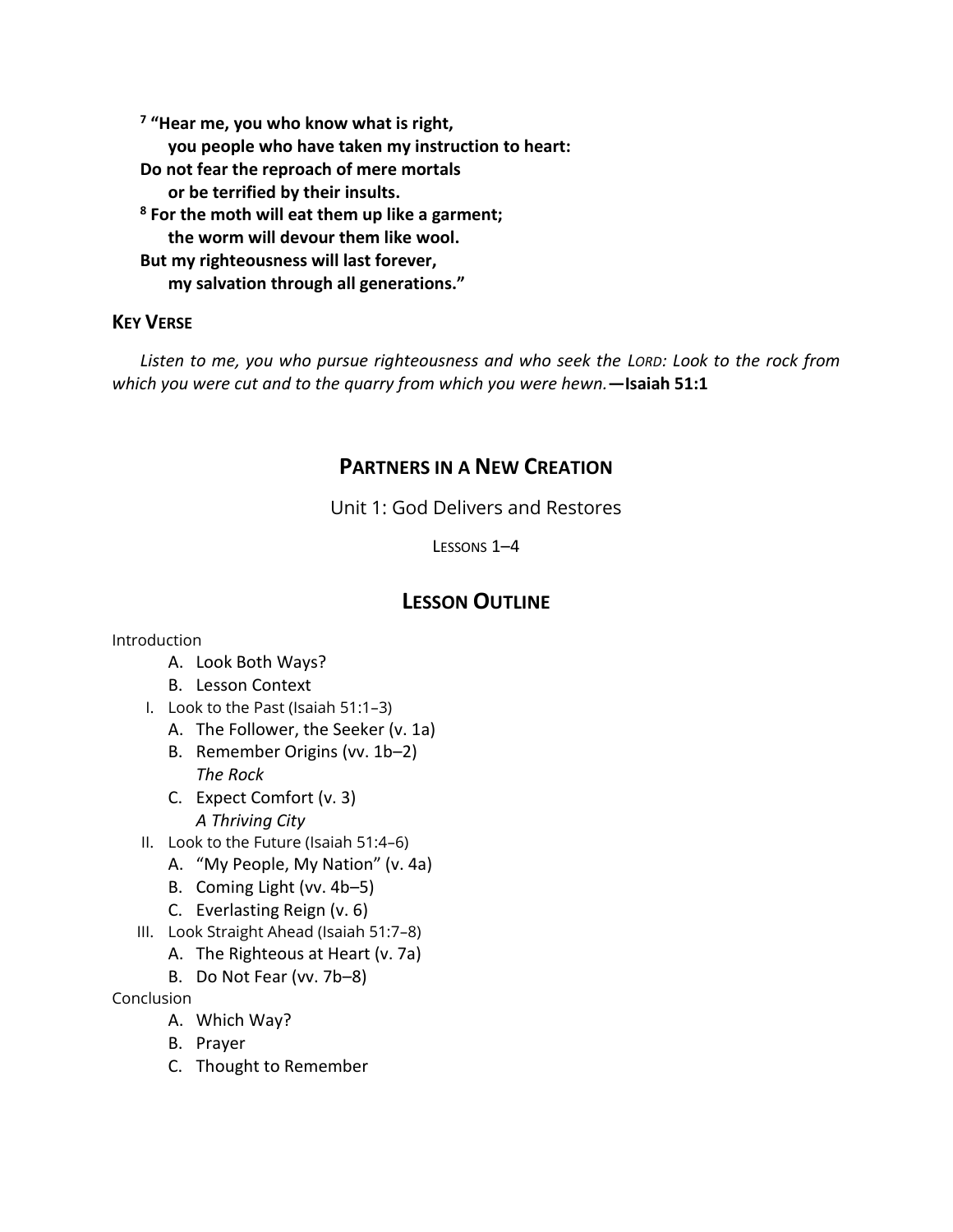**[7] "Hear me, you who know what is right,**
**you people who have taken my instruction to heart:**
**Do not fear the reproach of mere mortals**
**or be terrified by their insults.**
**[8] For the moth will eat them up like a garment;**
**the worm will devour them like wool.**
**But my righteousness will last forever,**
**my salvation through all generations."**

### KEY VERSE

*Listen to me, you who pursue righteousness and who seek the LORD: Look to the rock from which you were cut and to the quarry from which you were hewn.* **—Isaiah 51:1**

## PARTNERS IN A NEW CREATION

Unit 1: God Delivers and Restores

LESSONS 1–4

## LESSON OUTLINE

Introduction
- A. Look Both Ways?
- B. Lesson Context

I. Look to the Past (Isaiah 51:1–3)
- A. The Follower, the Seeker (v. 1a)
- B. Remember Origins (vv. 1b–2)
  *The Rock*
- C. Expect Comfort (v. 3)
  *A Thriving City*

II. Look to the Future (Isaiah 51:4–6)
- A. "My People, My Nation" (v. 4a)
- B. Coming Light (vv. 4b–5)
- C. Everlasting Reign (v. 6)

III. Look Straight Ahead (Isaiah 51:7–8)
- A. The Righteous at Heart (v. 7a)
- B. Do Not Fear (vv. 7b–8)

Conclusion
- A. Which Way?
- B. Prayer
- C. Thought to Remember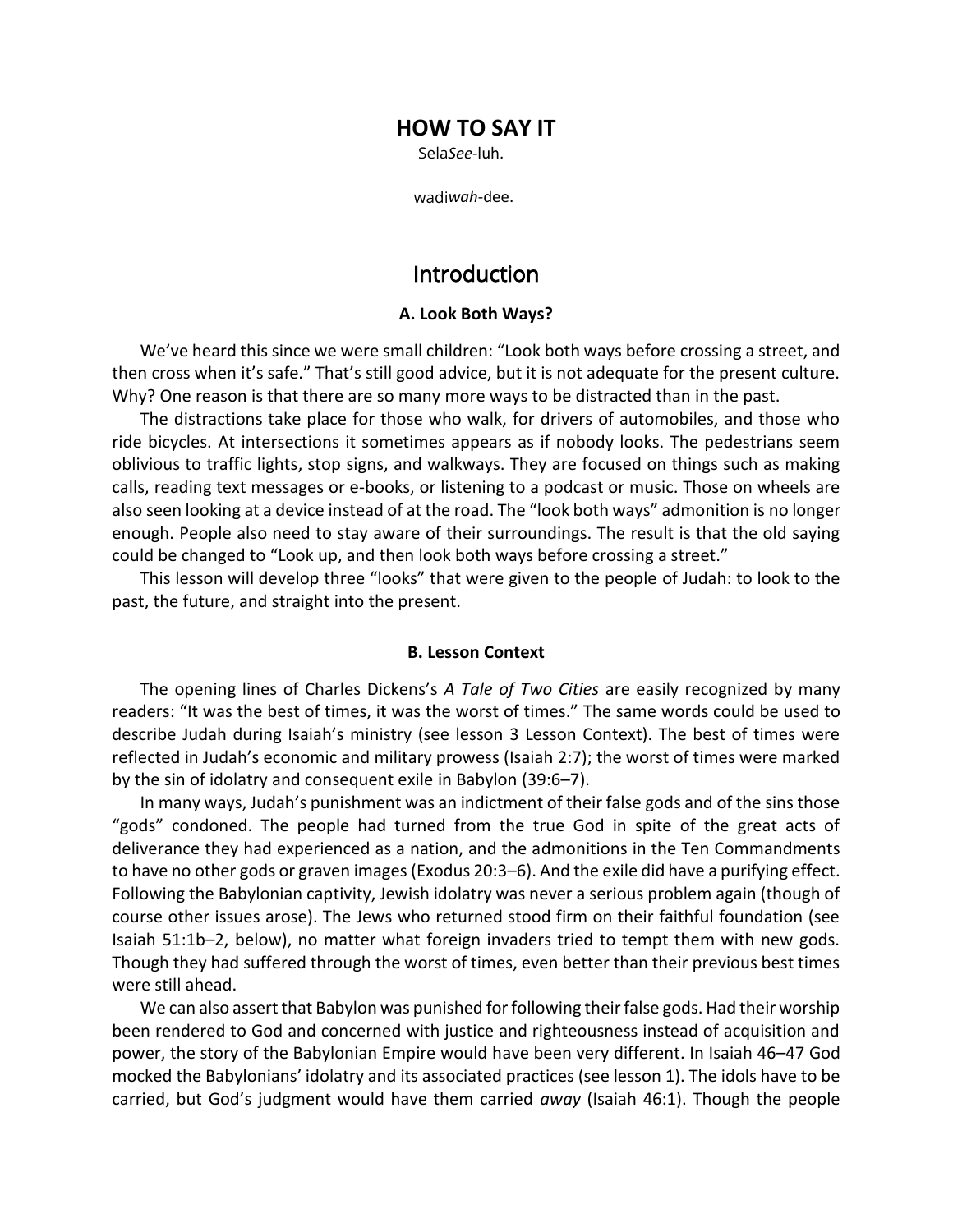## HOW TO SAY IT

Sela*See*-luh.

wadi*wah*-dee.

# Introduction

### A. Look Both Ways?

We've heard this since we were small children: "Look both ways before crossing a street, and then cross when it's safe." That's still good advice, but it is not adequate for the present culture. Why? One reason is that there are so many more ways to be distracted than in the past.

The distractions take place for those who walk, for drivers of automobiles, and those who ride bicycles. At intersections it sometimes appears as if nobody looks. The pedestrians seem oblivious to traffic lights, stop signs, and walkways. They are focused on things such as making calls, reading text messages or e-books, or listening to a podcast or music. Those on wheels are also seen looking at a device instead of at the road. The "look both ways" admonition is no longer enough. People also need to stay aware of their surroundings. The result is that the old saying could be changed to "Look up, and then look both ways before crossing a street."

This lesson will develop three "looks" that were given to the people of Judah: to look to the past, the future, and straight into the present.

### B. Lesson Context

The opening lines of Charles Dickens's *A Tale of Two Cities* are easily recognized by many readers: "It was the best of times, it was the worst of times." The same words could be used to describe Judah during Isaiah's ministry (see lesson 3 Lesson Context). The best of times were reflected in Judah's economic and military prowess (Isaiah 2:7); the worst of times were marked by the sin of idolatry and consequent exile in Babylon (39:6–7).

In many ways, Judah's punishment was an indictment of their false gods and of the sins those "gods" condoned. The people had turned from the true God in spite of the great acts of deliverance they had experienced as a nation, and the admonitions in the Ten Commandments to have no other gods or graven images (Exodus 20:3–6). And the exile did have a purifying effect. Following the Babylonian captivity, Jewish idolatry was never a serious problem again (though of course other issues arose). The Jews who returned stood firm on their faithful foundation (see Isaiah 51:1b–2, below), no matter what foreign invaders tried to tempt them with new gods. Though they had suffered through the worst of times, even better than their previous best times were still ahead.

We can also assert that Babylon was punished for following their false gods. Had their worship been rendered to God and concerned with justice and righteousness instead of acquisition and power, the story of the Babylonian Empire would have been very different. In Isaiah 46–47 God mocked the Babylonians' idolatry and its associated practices (see lesson 1). The idols have to be carried, but God's judgment would have them carried *away* (Isaiah 46:1). Though the people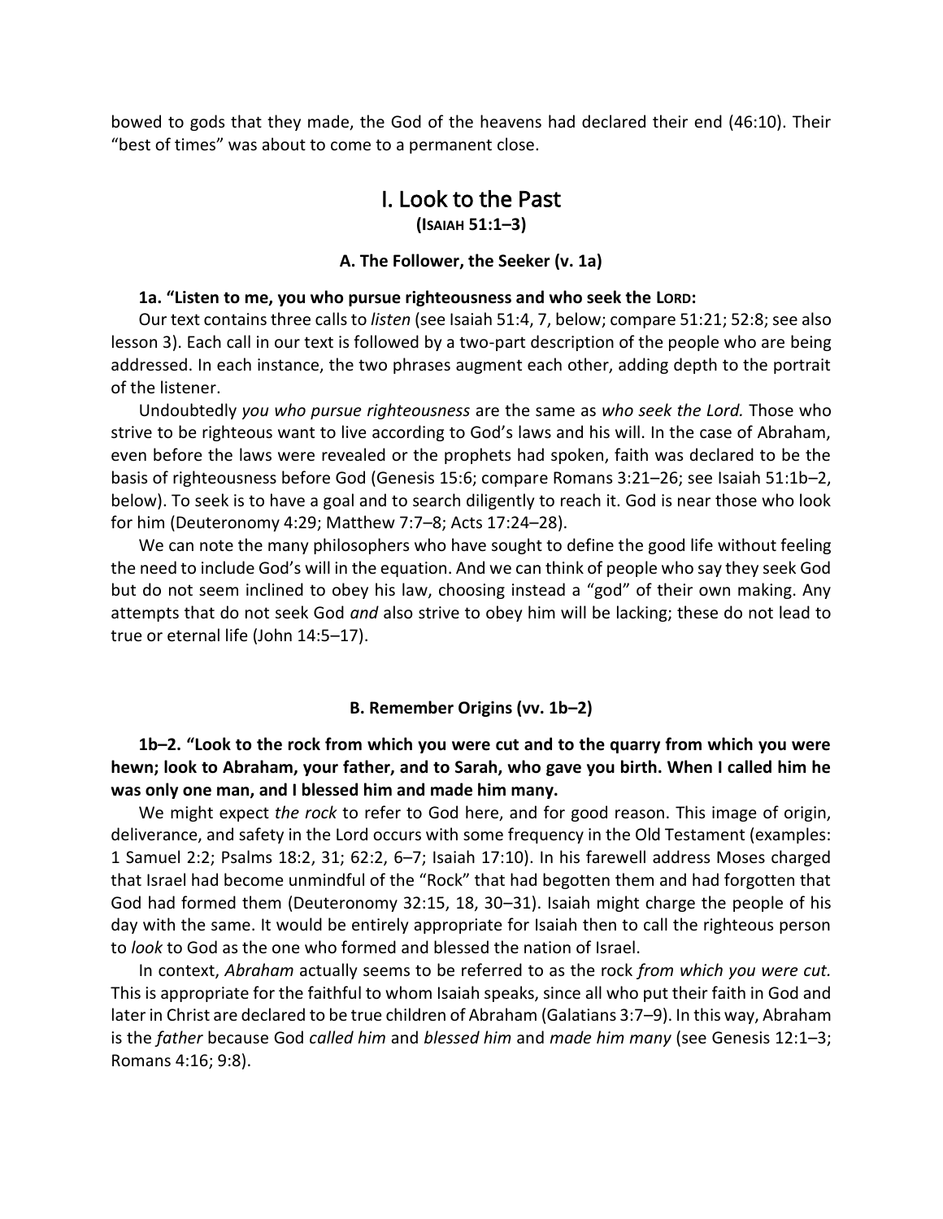bowed to gods that they made, the God of the heavens had declared their end (46:10). Their "best of times" was about to come to a permanent close.

## I. Look to the Past
**(ISAIAH 51:1–3)**

### A. The Follower, the Seeker (v. 1a)

**1a. "Listen to me, you who pursue righteousness and who seek the LORD:**

Our text contains three calls to *listen* (see Isaiah 51:4, 7, below; compare 51:21; 52:8; see also lesson 3). Each call in our text is followed by a two-part description of the people who are being addressed. In each instance, the two phrases augment each other, adding depth to the portrait of the listener.

Undoubtedly *you who pursue righteousness* are the same as *who seek the Lord.* Those who strive to be righteous want to live according to God's laws and his will. In the case of Abraham, even before the laws were revealed or the prophets had spoken, faith was declared to be the basis of righteousness before God (Genesis 15:6; compare Romans 3:21–26; see Isaiah 51:1b–2, below). To seek is to have a goal and to search diligently to reach it. God is near those who look for him (Deuteronomy 4:29; Matthew 7:7–8; Acts 17:24–28).

We can note the many philosophers who have sought to define the good life without feeling the need to include God's will in the equation. And we can think of people who say they seek God but do not seem inclined to obey his law, choosing instead a "god" of their own making. Any attempts that do not seek God *and* also strive to obey him will be lacking; these do not lead to true or eternal life (John 14:5–17).

### B. Remember Origins (vv. 1b–2)

**1b–2. "Look to the rock from which you were cut and to the quarry from which you were hewn; look to Abraham, your father, and to Sarah, who gave you birth. When I called him he was only one man, and I blessed him and made him many.**

We might expect *the rock* to refer to God here, and for good reason. This image of origin, deliverance, and safety in the Lord occurs with some frequency in the Old Testament (examples: 1 Samuel 2:2; Psalms 18:2, 31; 62:2, 6–7; Isaiah 17:10). In his farewell address Moses charged that Israel had become unmindful of the "Rock" that had begotten them and had forgotten that God had formed them (Deuteronomy 32:15, 18, 30–31). Isaiah might charge the people of his day with the same. It would be entirely appropriate for Isaiah then to call the righteous person to *look* to God as the one who formed and blessed the nation of Israel.

In context, *Abraham* actually seems to be referred to as the rock *from which you were cut.* This is appropriate for the faithful to whom Isaiah speaks, since all who put their faith in God and later in Christ are declared to be true children of Abraham (Galatians 3:7–9). In this way, Abraham is the *father* because God *called him* and *blessed him* and *made him many* (see Genesis 12:1–3; Romans 4:16; 9:8).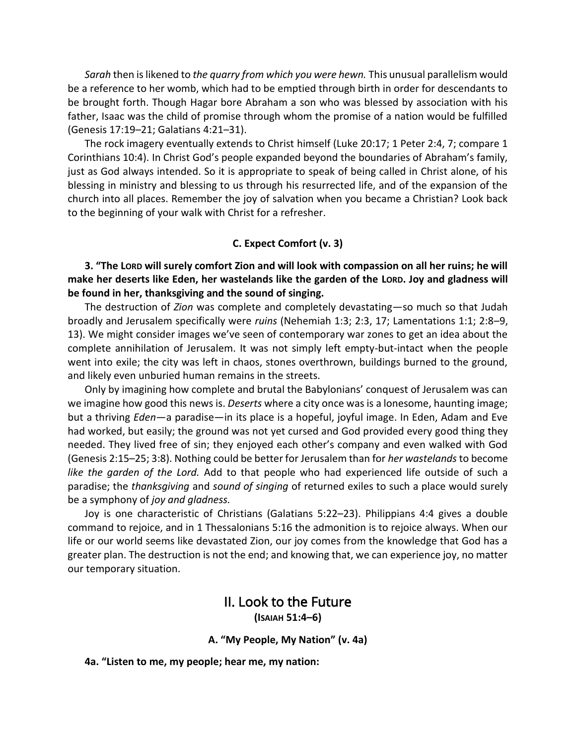*Sarah* then is likened to *the quarry from which you were hewn.* This unusual parallelism would be a reference to her womb, which had to be emptied through birth in order for descendants to be brought forth. Though Hagar bore Abraham a son who was blessed by association with his father, Isaac was the child of promise through whom the promise of a nation would be fulfilled (Genesis 17:19–21; Galatians 4:21–31).

The rock imagery eventually extends to Christ himself (Luke 20:17; 1 Peter 2:4, 7; compare 1 Corinthians 10:4). In Christ God's people expanded beyond the boundaries of Abraham's family, just as God always intended. So it is appropriate to speak of being called in Christ alone, of his blessing in ministry and blessing to us through his resurrected life, and of the expansion of the church into all places. Remember the joy of salvation when you became a Christian? Look back to the beginning of your walk with Christ for a refresher.

#### C. Expect Comfort (v. 3)

**3. "The LORD will surely comfort Zion and will look with compassion on all her ruins; he will make her deserts like Eden, her wastelands like the garden of the LORD. Joy and gladness will be found in her, thanksgiving and the sound of singing.**

The destruction of *Zion* was complete and completely devastating—so much so that Judah broadly and Jerusalem specifically were *ruins* (Nehemiah 1:3; 2:3, 17; Lamentations 1:1; 2:8–9, 13). We might consider images we've seen of contemporary war zones to get an idea about the complete annihilation of Jerusalem. It was not simply left empty-but-intact when the people went into exile; the city was left in chaos, stones overthrown, buildings burned to the ground, and likely even unburied human remains in the streets.

Only by imagining how complete and brutal the Babylonians' conquest of Jerusalem was can we imagine how good this news is. *Deserts* where a city once was is a lonesome, haunting image; but a thriving *Eden*—a paradise—in its place is a hopeful, joyful image. In Eden, Adam and Eve had worked, but easily; the ground was not yet cursed and God provided every good thing they needed. They lived free of sin; they enjoyed each other's company and even walked with God (Genesis 2:15–25; 3:8). Nothing could be better for Jerusalem than for *her wastelands* to become *like the garden of the Lord.* Add to that people who had experienced life outside of such a paradise; the *thanksgiving* and *sound of singing* of returned exiles to such a place would surely be a symphony of *joy and gladness.*

Joy is one characteristic of Christians (Galatians 5:22–23). Philippians 4:4 gives a double command to rejoice, and in 1 Thessalonians 5:16 the admonition is to rejoice always. When our life or our world seems like devastated Zion, our joy comes from the knowledge that God has a greater plan. The destruction is not the end; and knowing that, we can experience joy, no matter our temporary situation.

## II. Look to the Future

**(ISAIAH 51:4–6)**

#### A. "My People, My Nation" (v. 4a)

**4a. "Listen to me, my people; hear me, my nation:**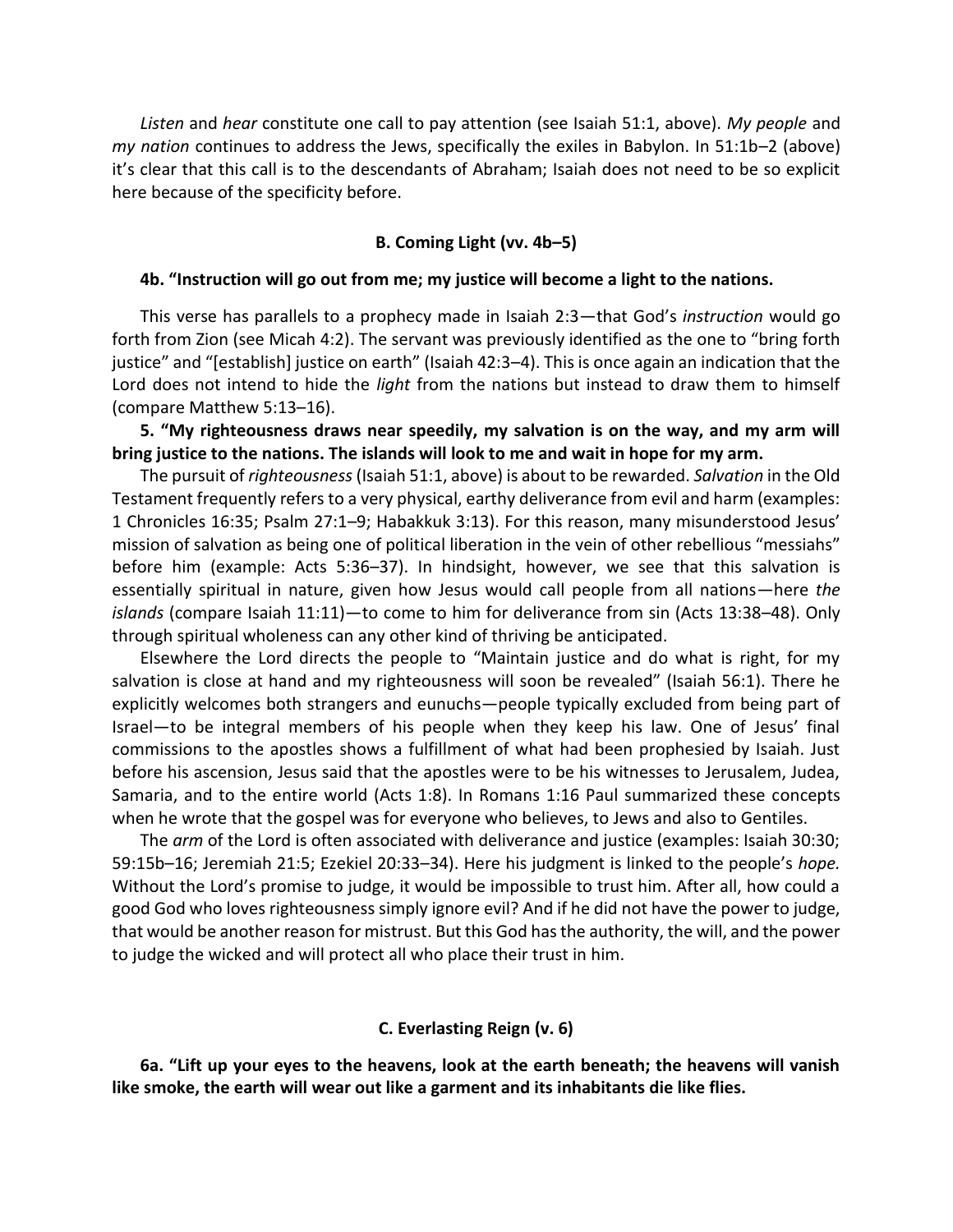*Listen* and *hear* constitute one call to pay attention (see Isaiah 51:1, above). *My people* and *my nation* continues to address the Jews, specifically the exiles in Babylon. In 51:1b–2 (above) it's clear that this call is to the descendants of Abraham; Isaiah does not need to be so explicit here because of the specificity before.

### B. Coming Light (vv. 4b–5)

**4b. "Instruction will go out from me; my justice will become a light to the nations.**

This verse has parallels to a prophecy made in Isaiah 2:3—that God's *instruction* would go forth from Zion (see Micah 4:2). The servant was previously identified as the one to "bring forth justice" and "[establish] justice on earth" (Isaiah 42:3–4). This is once again an indication that the Lord does not intend to hide the *light* from the nations but instead to draw them to himself (compare Matthew 5:13–16).

**5. "My righteousness draws near speedily, my salvation is on the way, and my arm will bring justice to the nations. The islands will look to me and wait in hope for my arm.**

The pursuit of *righteousness* (Isaiah 51:1, above) is about to be rewarded. *Salvation* in the Old Testament frequently refers to a very physical, earthy deliverance from evil and harm (examples: 1 Chronicles 16:35; Psalm 27:1–9; Habakkuk 3:13). For this reason, many misunderstood Jesus' mission of salvation as being one of political liberation in the vein of other rebellious "messiahs" before him (example: Acts 5:36–37). In hindsight, however, we see that this salvation is essentially spiritual in nature, given how Jesus would call people from all nations—here *the islands* (compare Isaiah 11:11)—to come to him for deliverance from sin (Acts 13:38–48). Only through spiritual wholeness can any other kind of thriving be anticipated.

Elsewhere the Lord directs the people to "Maintain justice and do what is right, for my salvation is close at hand and my righteousness will soon be revealed" (Isaiah 56:1). There he explicitly welcomes both strangers and eunuchs—people typically excluded from being part of Israel—to be integral members of his people when they keep his law. One of Jesus' final commissions to the apostles shows a fulfillment of what had been prophesied by Isaiah. Just before his ascension, Jesus said that the apostles were to be his witnesses to Jerusalem, Judea, Samaria, and to the entire world (Acts 1:8). In Romans 1:16 Paul summarized these concepts when he wrote that the gospel was for everyone who believes, to Jews and also to Gentiles.

The *arm* of the Lord is often associated with deliverance and justice (examples: Isaiah 30:30; 59:15b–16; Jeremiah 21:5; Ezekiel 20:33–34). Here his judgment is linked to the people's *hope.* Without the Lord's promise to judge, it would be impossible to trust him. After all, how could a good God who loves righteousness simply ignore evil? And if he did not have the power to judge, that would be another reason for mistrust. But this God has the authority, the will, and the power to judge the wicked and will protect all who place their trust in him.

### C. Everlasting Reign (v. 6)

**6a. "Lift up your eyes to the heavens, look at the earth beneath; the heavens will vanish like smoke, the earth will wear out like a garment and its inhabitants die like flies.**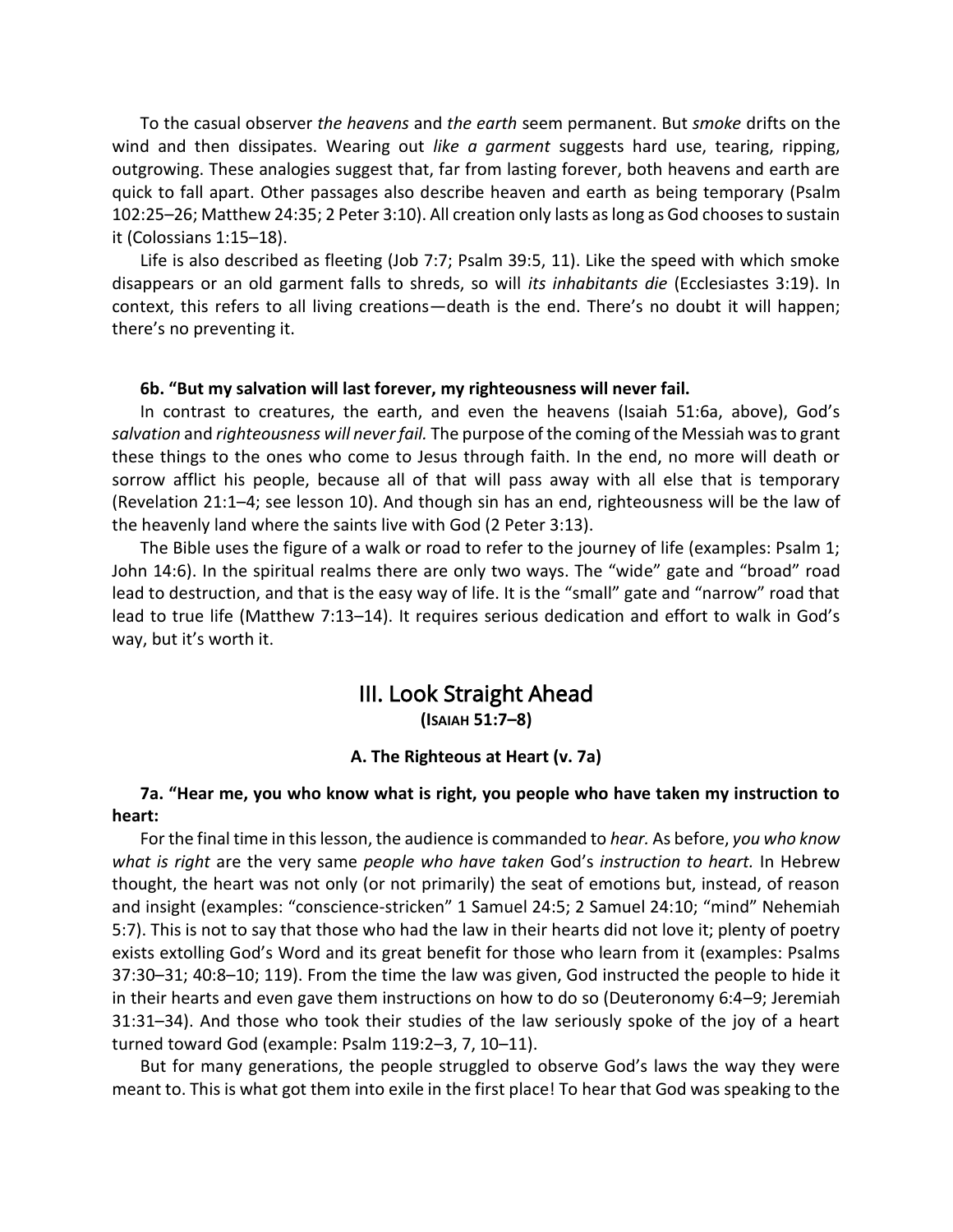To the casual observer *the heavens* and *the earth* seem permanent. But *smoke* drifts on the wind and then dissipates. Wearing out *like a garment* suggests hard use, tearing, ripping, outgrowing. These analogies suggest that, far from lasting forever, both heavens and earth are quick to fall apart. Other passages also describe heaven and earth as being temporary (Psalm 102:25–26; Matthew 24:35; 2 Peter 3:10). All creation only lasts as long as God chooses to sustain it (Colossians 1:15–18).

Life is also described as fleeting (Job 7:7; Psalm 39:5, 11). Like the speed with which smoke disappears or an old garment falls to shreds, so will *its inhabitants die* (Ecclesiastes 3:19). In context, this refers to all living creations—death is the end. There's no doubt it will happen; there's no preventing it.

**6b. "But my salvation will last forever, my righteousness will never fail.**

In contrast to creatures, the earth, and even the heavens (Isaiah 51:6a, above), God's *salvation* and *righteousness will never fail.* The purpose of the coming of the Messiah was to grant these things to the ones who come to Jesus through faith. In the end, no more will death or sorrow afflict his people, because all of that will pass away with all else that is temporary (Revelation 21:1–4; see lesson 10). And though sin has an end, righteousness will be the law of the heavenly land where the saints live with God (2 Peter 3:13).

The Bible uses the figure of a walk or road to refer to the journey of life (examples: Psalm 1; John 14:6). In the spiritual realms there are only two ways. The "wide" gate and "broad" road lead to destruction, and that is the easy way of life. It is the "small" gate and "narrow" road that lead to true life (Matthew 7:13–14). It requires serious dedication and effort to walk in God's way, but it's worth it.

## III. Look Straight Ahead
**(Isaiah 51:7–8)**

### A. The Righteous at Heart (v. 7a)

**7a. "Hear me, you who know what is right, you people who have taken my instruction to heart:**

For the final time in this lesson, the audience is commanded to *hear.* As before, *you who know what is right* are the very same *people who have taken* God's *instruction to heart.* In Hebrew thought, the heart was not only (or not primarily) the seat of emotions but, instead, of reason and insight (examples: "conscience-stricken" 1 Samuel 24:5; 2 Samuel 24:10; "mind" Nehemiah 5:7). This is not to say that those who had the law in their hearts did not love it; plenty of poetry exists extolling God's Word and its great benefit for those who learn from it (examples: Psalms 37:30–31; 40:8–10; 119). From the time the law was given, God instructed the people to hide it in their hearts and even gave them instructions on how to do so (Deuteronomy 6:4–9; Jeremiah 31:31–34). And those who took their studies of the law seriously spoke of the joy of a heart turned toward God (example: Psalm 119:2–3, 7, 10–11).

But for many generations, the people struggled to observe God's laws the way they were meant to. This is what got them into exile in the first place! To hear that God was speaking to the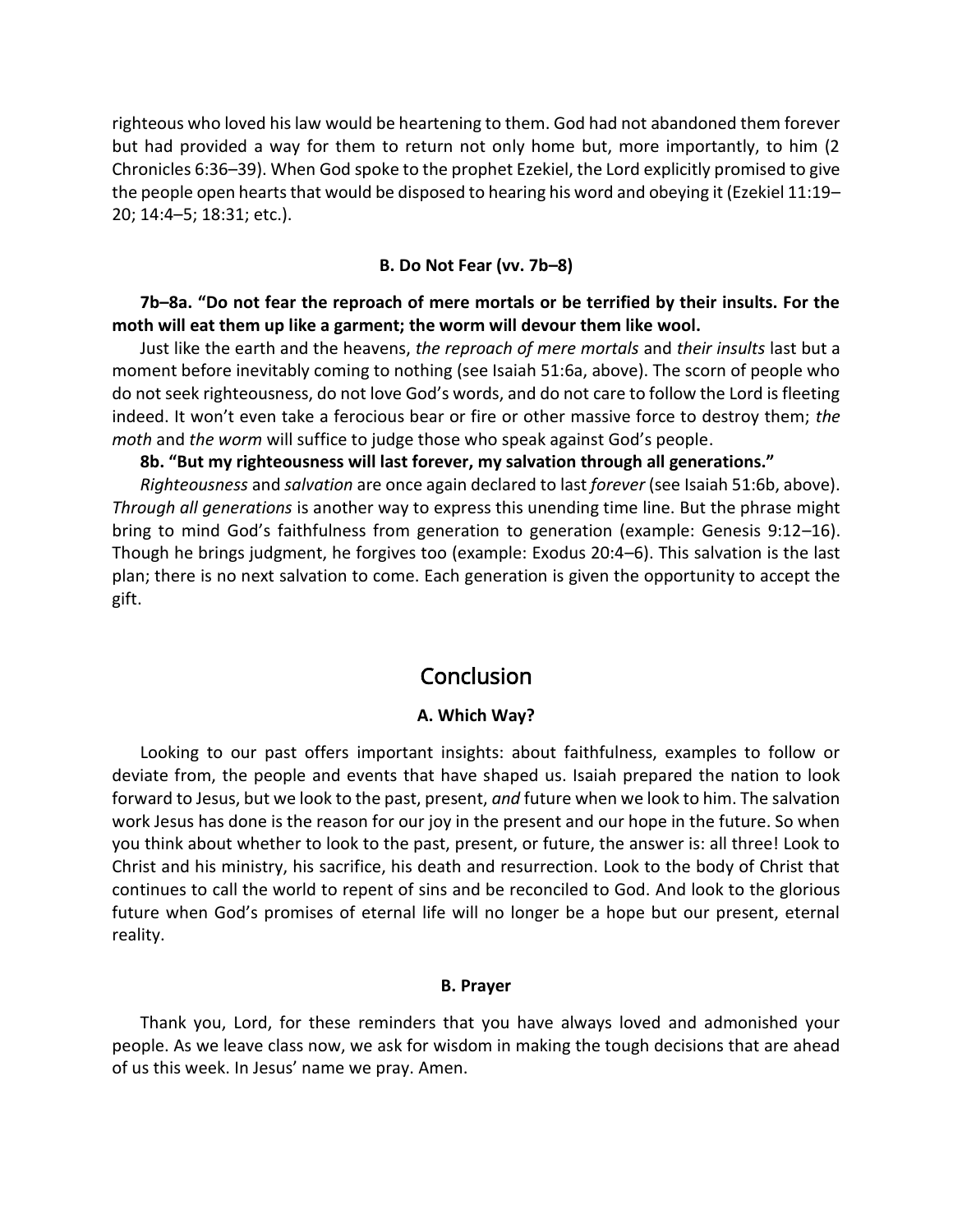righteous who loved his law would be heartening to them. God had not abandoned them forever but had provided a way for them to return not only home but, more importantly, to him (2 Chronicles 6:36–39). When God spoke to the prophet Ezekiel, the Lord explicitly promised to give the people open hearts that would be disposed to hearing his word and obeying it (Ezekiel 11:19–20; 14:4–5; 18:31; etc.).

### B. Do Not Fear (vv. 7b–8)

**7b–8a. "Do not fear the reproach of mere mortals or be terrified by their insults. For the moth will eat them up like a garment; the worm will devour them like wool.**

Just like the earth and the heavens, *the reproach of mere mortals* and *their insults* last but a moment before inevitably coming to nothing (see Isaiah 51:6a, above). The scorn of people who do not seek righteousness, do not love God's words, and do not care to follow the Lord is fleeting indeed. It won't even take a ferocious bear or fire or other massive force to destroy them; *the moth* and *the worm* will suffice to judge those who speak against God's people.

**8b. "But my righteousness will last forever, my salvation through all generations."**

*Righteousness* and *salvation* are once again declared to last *forever* (see Isaiah 51:6b, above). *Through all generations* is another way to express this unending time line. But the phrase might bring to mind God's faithfulness from generation to generation (example: Genesis 9:12–16). Though he brings judgment, he forgives too (example: Exodus 20:4–6). This salvation is the last plan; there is no next salvation to come. Each generation is given the opportunity to accept the gift.

## Conclusion

### A. Which Way?

Looking to our past offers important insights: about faithfulness, examples to follow or deviate from, the people and events that have shaped us. Isaiah prepared the nation to look forward to Jesus, but we look to the past, present, *and* future when we look to him. The salvation work Jesus has done is the reason for our joy in the present and our hope in the future. So when you think about whether to look to the past, present, or future, the answer is: all three! Look to Christ and his ministry, his sacrifice, his death and resurrection. Look to the body of Christ that continues to call the world to repent of sins and be reconciled to God. And look to the glorious future when God's promises of eternal life will no longer be a hope but our present, eternal reality.

### B. Prayer

Thank you, Lord, for these reminders that you have always loved and admonished your people. As we leave class now, we ask for wisdom in making the tough decisions that are ahead of us this week. In Jesus' name we pray. Amen.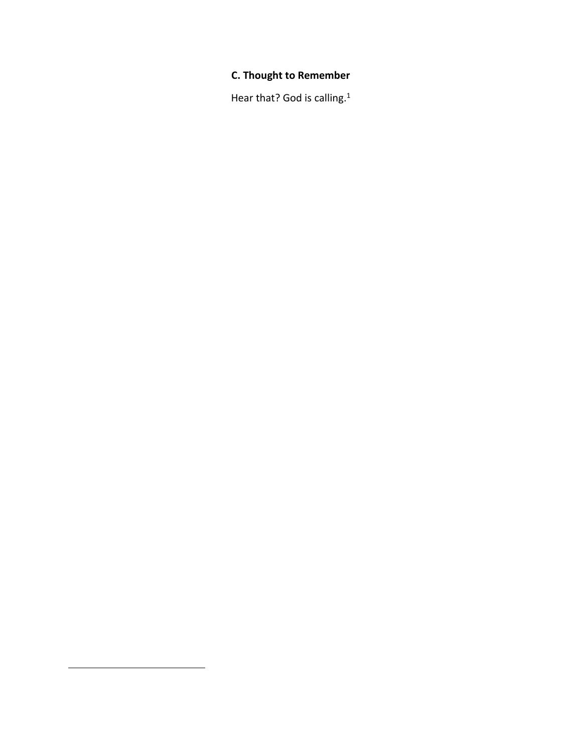**C. Thought to Remember**

Hear that? God is calling.[1]